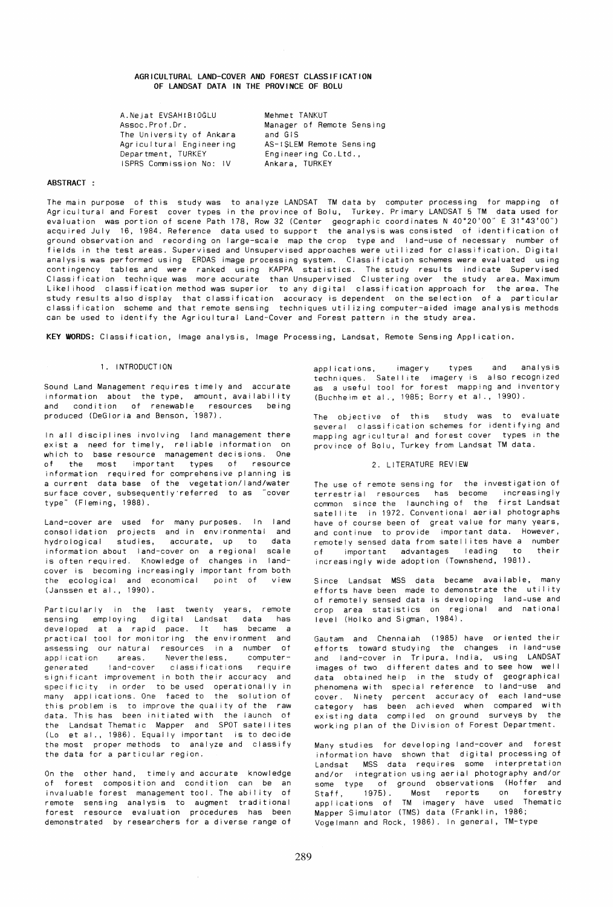# AGRICULTURAL LAND-COVER AND FOREST CLASSIFICATION OF LANDSAT DATA IN THE PROVINCE OF BOLU

A.Nejat EVSAHIBIOĞLU
Assoc.Prof.Dr.
The University of Ankara
Agricultural Engineering
Department, TURKEY
ISPRS Commission No: IV

Mehmet TANKUT
Manager of Remote Sensing and GIS
AS-IŞLEM Remote Sensing Engineering Co.Ltd.,
Ankara, TURKEY

**ABSTRACT :**

The main purpose of this study was to analyze LANDSAT TM data by computer processing for mapping of Agricultural and Forest cover types in the province of Bolu, Turkey. Primary LANDSAT 5 TM data used for evaluation was portion of scene Path 178, Row 32 (Center geographic coordinates N 40°20'00" E 31°43'00") acquired July 16, 1984. Reference data used to support the analysis was consisted of identification of ground observation and recording on large-scale map the crop type and land-use of necessary number of fields in the test areas. Supervised and Unsupervised approaches were utilized for classification. Digital analysis was performed using ERDAS image processing system. Classification schemes were evaluated using contingency tables and were ranked using KAPPA statistics. The study results indicate Supervised Classification technique was more accurate than Unsupervised Clustering over the study area. Maximum Likelihood classification method was superior to any digital classification approach for the area. The study results also display that classification accuracy is dependent on the selection of a particular classification scheme and that remote sensing techniques utilizing computer-aided image analysis methods can be used to identify the Agricultural Land-Cover and Forest pattern in the study area.

**KEY WORDS:** Classification, Image analysis, Image Processing, Landsat, Remote Sensing Application.

## 1. INTRODUCTION

Sound Land Management requires timely and accurate information about the type, amount, availability and condition of renewable resources being produced (DeGloria and Benson, 1987).

In all disciplines involving land management there exist a need for timely, reliable information on which to base resource management decisions. One of the most important types of resource information required for comprehensive planning is a current data base of the vegetation/land/water surface cover, subsequently referred to as "cover type" (Fleming, 1988).

Land-cover are used for many purposes. In land consolidation projects and in environmental and hydrological studies, accurate, up to data information about land-cover on a regional scale is often required. Knowledge of changes in land-cover is becoming increasingly important from both the ecological and economical point of view (Janssen et al., 1990).

Particularly in the last twenty years, remote sensing employing digital Landsat data has developed at a rapid pace. It has became a practical tool for monitoring the environment and assessing our natural resources in a number of application areas. Nevertheless, computer-generated land-cover classifications require significant improvement in both their accuracy and specificity in order to be used operationally in many applications. One faced to the solution of this problem is to improve the quality of the raw data. This has been initiated with the launch of the Landsat Thematic Mapper and SPOT satellites (Lo et al., 1986). Equally important is to decide the most proper methods to analyze and classify the data for a particular region.

On the other hand, timely and accurate knowledge of forest composition and condition can be an invaluable forest management tool. The ability of remote sensing analysis to augment traditional forest resource evaluation procedures has been demonstrated by researchers for a diverse range of applications, imagery types and analysis techniques. Satellite imagery is also recognized as a useful tool for forest mapping and inventory (Buchheim et al., 1985; Borry et al., 1990).

The objective of this study was to evaluate several classification schemes for identifying and mapping agricultural and forest cover types in the province of Bolu, Turkey from Landsat TM data.

## 2. LITERATURE REVIEW

The use of remote sensing for the investigation of terrestrial resources has become increasingly common since the launching of the first Landsat satellite in 1972. Conventional aerial photographs have of course been of great value for many years, and continue to provide important data. However, remotely sensed data from satellites have a number of important advantages leading to their increasingly wide adoption (Townshend, 1981).

Since Landsat MSS data became available, many efforts have been made to demonstrate the utility of remotely sensed data is developing land-use and crop area statistics on regional and national level (Holko and Sigman, 1984).

Gautam and Chennaiah (1985) have oriented their efforts toward studying the changes in land-use and land-cover in Tripura, India, using LANDSAT images of two different dates and to see how well data obtained help in the study of geographical phenomena with special reference to land-use and cover. Ninety percent accuracy of each land-use category has been achieved when compared with existing data compiled on ground surveys by the working plan of the Division of Forest Department.

Many studies for developing land-cover and forest information have shown that digital processing of Landsat MSS data requires some interpretation and/or integration using aerial photography and/or some type of ground observations (Hoffer and Staff, 1975). Most reports on forestry applications of TM imagery have used Thematic Mapper Simulator (TMS) data (Franklin, 1986; Vogelmann and Rock, 1986). In general, TM-type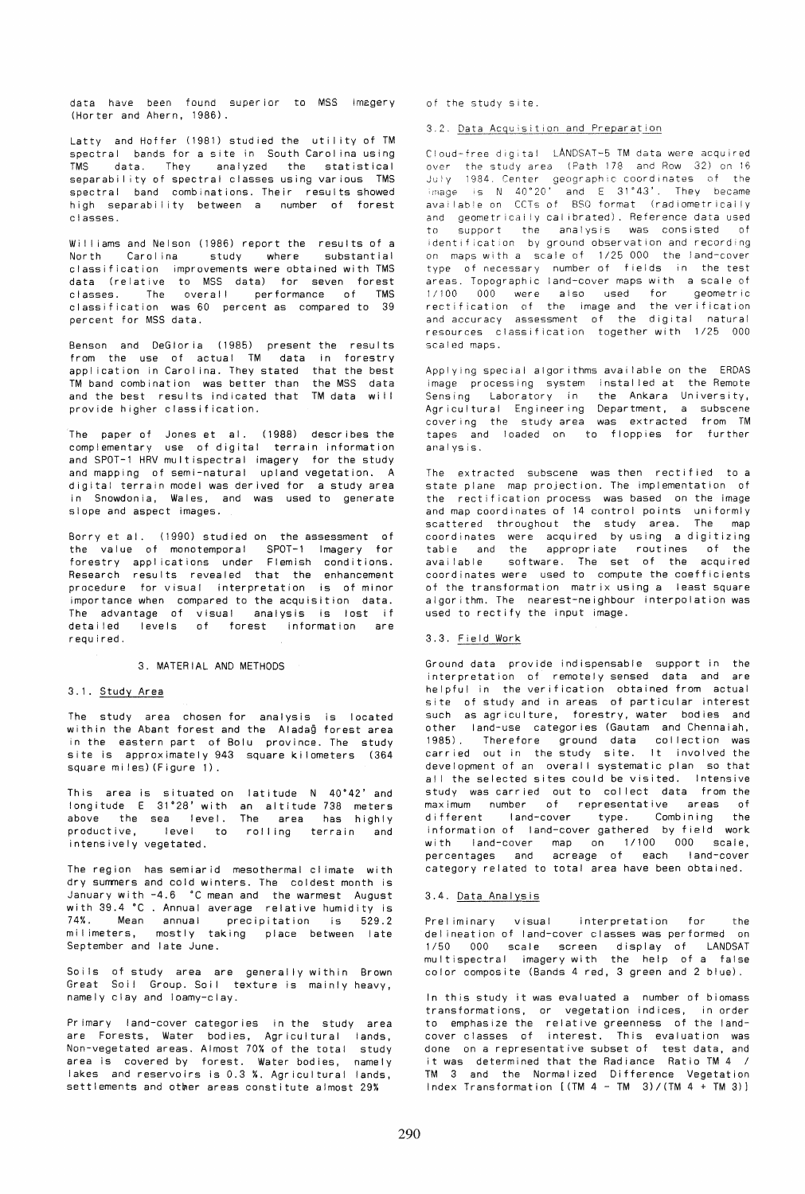data have been found superior to MSS imagery (Horter and Ahern, 1986).

Latty and Hoffer (1981) studied the utility of TM spectral bands for a site in South Carolina using TMS data. They analyzed the statistical separability of spectral classes using various TMS spectral band combinations. Their results showed high separability between a number of forest classes.

Williams and Nelson (1986) report the results of a North Carolina study where substantial classification improvements were obtained with TMS data (relative to MSS data) for seven forest classes. The overall performance of TMS classification was 60 percent as compared to 39 percent for MSS data.

Benson and DeGloria (1985) present the results from the use of actual TM data in forestry application in Carolina. They stated that the best TM band combination was better than the MSS data and the best results indicated that TM data will provide higher classification.

The paper of Jones et al. (1988) describes the complementary use of digital terrain information and SPOT-1 HRV multispectral imagery for the study and mapping of semi-natural upland vegetation. A digital terrain model was derived for a study area in Snowdonia, Wales, and was used to generate slope and aspect images.

Borry et al. (1990) studied on the assessment of the value of monotemporal SPOT-1 Imagery for forestry applications under Flemish conditions. Research results revealed that the enhancement procedure for visual interpretation is of minor importance when compared to the acquisition data. The advantage of visual analysis is lost if detailed levels of forest information are required.

## 3. MATERIAL AND METHODS

### 3.1. Study Area

The study area chosen for analysis is located within the Abant forest and the Aladağ forest area in the eastern part of Bolu province. The study site is approximately 943 square kilometers (364 square miles) (Figure 1).

This area is situated on latitude N 40°42' and longitude E 31°28' with an altitude 738 meters above the sea level. The area has highly productive, level to rolling terrain and intensively vegetated.

The region has semiarid mesothermal climate with dry summers and cold winters. The coldest month is January with -4.6 °C mean and the warmest August with 39.4 °C . Annual average relative humidity is 74%. Mean annual precipitation is 529.2 milimeters, mostly taking place between late September and late June.

Soils of study area are generally within Brown Great Soil Group. Soil texture is mainly heavy, namely clay and loamy-clay.

Primary land-cover categories in the study area are Forests, Water bodies, Agricultural lands, Non-vegetated areas. Almost 70% of the total study area is covered by forest. Water bodies, namely lakes and reservoirs is 0.3 %. Agricultural lands, settlements and other areas constitute almost 29% of the study site.

### 3.2. Data Acquisition and Preparation

Cloud-free digital LANDSAT-5 TM data were acquired over the study area (Path 178 and Row 32) on 16 July 1984. Center geographic coordinates of the image is N 40°20' and E 31°43'. They became available on CCTs of BSQ format (radiometrically and geometrically calibrated). Reference data used to support the analysis was consisted of identification by ground observation and recording on maps with a scale of 1/25 000 the land-cover type of necessary number of fields in the test areas. Topographic land-cover maps with a scale of 1/100 000 were also used for geometric rectification of the image and the verification and accuracy assessment of the digital natural resources classification together with 1/25 000 scaled maps.

Applying special algorithms available on the ERDAS image processing system installed at the Remote Sensing Laboratory in the Ankara University, Agricultural Engineering Department, a subscene covering the study area was extracted from TM tapes and loaded on to floppies for further analysis.

The extracted subscene was then rectified to a state plane map projection. The implementation of the rectification process was based on the image and map coordinates of 14 control points uniformly scattered throughout the study area. The map coordinates were acquired by using a digitizing table and the appropriate routines of the available software. The set of the acquired coordinates were used to compute the coefficients of the transformation matrix using a least square algorithm. The nearest-neighbour interpolation was used to rectify the input image.

### 3.3. Field Work

Ground data provide indispensable support in the interpretation of remotely sensed data and are helpful in the verification obtained from actual site of study and in areas of particular interest such as agriculture, forestry, water bodies and other land-use categories (Gautam and Chennaiah, 1985). Therefore ground data collection was carried out in the study site. It involved the development of an overall systematic plan so that all the selected sites could be visited. Intensive study was carried out to collect data from the maximum number of representative areas of different land-cover type. Combining the information of land-cover gathered by field work with land-cover map on 1/100 000 scale, percentages and acreage of each land-cover category related to total area have been obtained.

### 3.4. Data Analysis

Preliminary visual interpretation for the delineation of land-cover classes was performed on 1/50 000 scale screen display of LANDSAT multispectral imagery with the help of a false color composite (Bands 4 red, 3 green and 2 blue).

In this study it was evaluated a number of biomass transformations, or vegetation indices, in order to emphasize the relative greenness of the land-cover classes of interest. This evaluation was done on a representative subset of test data, and it was determined that the Radiance Ratio TM 4 / TM 3 and the Normalized Difference Vegetation Index Transformation [(TM 4 - TM 3)/(TM 4 + TM 3)]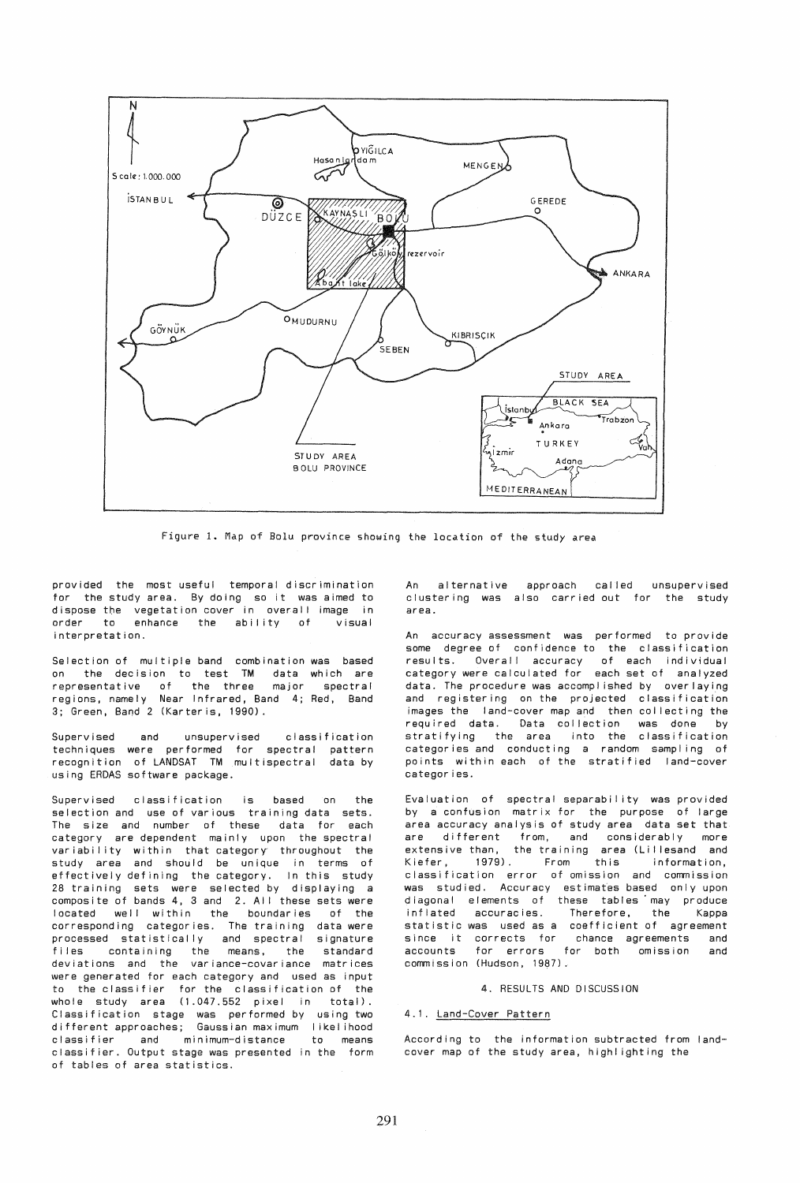Figure 1. Map of Bolu province showing the location of the study area

provided the most useful temporal discrimination for the study area. By doing so it was aimed to dispose the vegetation cover in overall image in order to enhance the ability of visual interpretation.

Selection of multiple band combination was based on the decision to test TM data which are representative of the three major spectral regions, namely Near Infrared, Band 4; Red, Band 3; Green, Band 2 (Karteris, 1990).

Supervised and unsupervised classification techniques were performed for spectral pattern recognition of LANDSAT TM multispectral data by using ERDAS software package.

Supervised classification is based on the selection and use of various training data sets. The size and number of these data for each category are dependent mainly upon the spectral variability within that category throughout the study area and should be unique in terms of effectively defining the category. In this study 28 training sets were selected by displaying a composite of bands 4, 3 and 2. All these sets were located well within the boundaries of the corresponding categories. The training data were processed statistically and spectral signature files containing the means, the standard deviations and the variance-covariance matrices were generated for each category and used as input to the classifier for the classification of the whole study area (1.047.552 pixel in total). Classification stage was performed by using two different approaches; Gaussian maximum likelihood classifier and minimum-distance to means classifier. Output stage was presented in the form of tables of area statistics.

An alternative approach called unsupervised clustering was also carried out for the study area.

An accuracy assessment was performed to provide some degree of confidence to the classification results. Overall accuracy of each individual category were calculated for each set of analyzed data. The procedure was accomplished by overlaying and registering on the projected classification images the land-cover map and then collecting the required data. Data collection was done by stratifying the area into the classification categories and conducting a random sampling of points within each of the stratified land-cover categories.

Evaluation of spectral separability was provided by a confusion matrix for the purpose of large area accuracy analysis of study area data set that are different from, and considerably more extensive than, the training area (Lillesand and Kiefer, 1979). From this information, classification error of omission and commission was studied. Accuracy estimates based only upon diagonal elements of these tables may produce inflated accuracies. Therefore, the Kappa statistic was used as a coefficient of agreement since it corrects for chance agreements and accounts for errors for both omission and commission (Hudson, 1987).

## 4. RESULTS AND DISCUSSION

### 4.1. Land-Cover Pattern

According to the information subtracted from land-cover map of the study area, highlighting the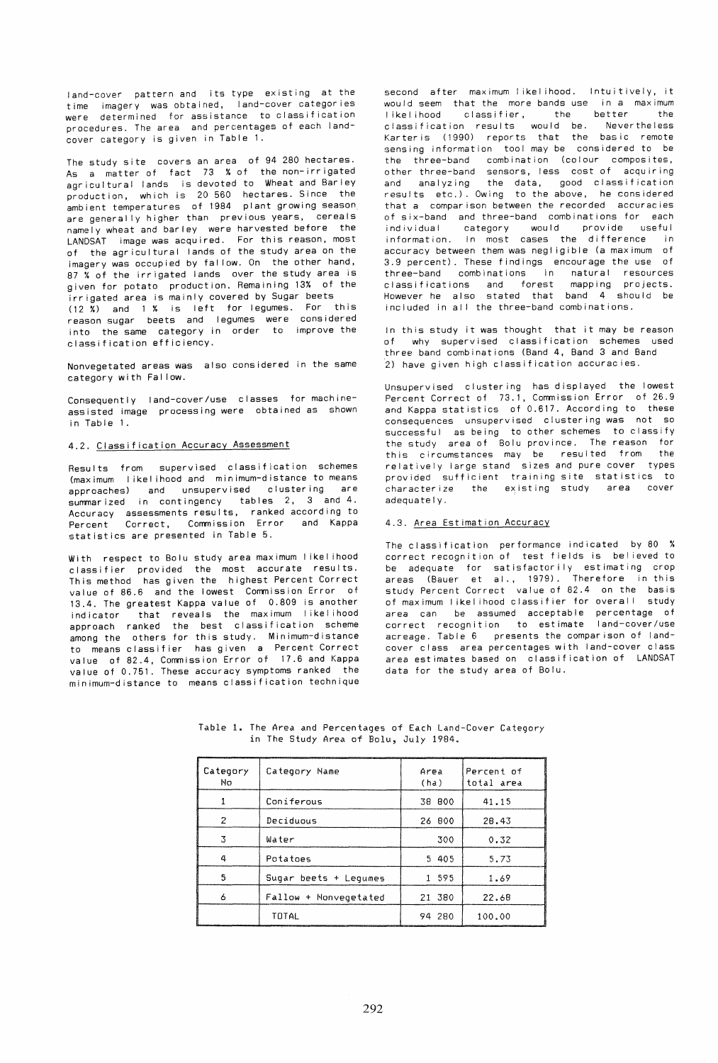land-cover pattern and its type existing at the time imagery was obtained, land-cover categories were determined for assistance to classification procedures. The area and percentages of each land-cover category is given in Table 1.

The study site covers an area of 94 280 hectares. As a matter of fact 73 % of the non-irrigated agricultural lands is devoted to Wheat and Barley production, which is 20 560 hectares. Since the ambient temperatures of 1984 plant growing season are generally higher than previous years, cereals namely wheat and barley were harvested before the LANDSAT image was acquired. For this reason, most of the agricultural lands of the study area on the imagery was occupied by fallow. On the other hand, 87 % of the irrigated lands over the study area is given for potato production. Remaining 13% of the irrigated area is mainly covered by Sugar beets (12 %) and 1 % is left for legumes. For this reason sugar beets and legumes were considered into the same category in order to improve the classification efficiency.

Nonvegetated areas was also considered in the same category with Fallow.

Consequently land-cover/use classes for machine-assisted image processing were obtained as shown in Table 1.

### 4.2. Classification Accuracy Assessment

Results from supervised classification schemes (maximum likelihood and minimum-distance to means approaches) and unsupervised clustering are summarized in contingency tables 2, 3 and 4. Accuracy assessments results, ranked according to Percent Correct, Commission Error and Kappa statistics are presented in Table 5.

With respect to Bolu study area maximum likelihood classifier provided the most accurate results. This method has given the highest Percent Correct value of 86.6 and the lowest Commission Error of 13.4. The greatest Kappa value of 0.809 is another indicator that reveals the maximum likelihood approach ranked the best classification scheme among the others for this study. Minimum-distance to means classifier has given a Percent Correct value of 82.4, Commission Error of 17.6 and Kappa value of 0.751. These accuracy symptoms ranked the minimum-distance to means classification technique second after maximum likelihood. Intuitively, it would seem that the more bands use in a maximum likelihood classifier, the better the classification results would be. Nevertheless Karteris (1990) reports that the basic remote sensing information tool may be considered to be the three-band combination (colour composites, other three-band sensors, less cost of acquiring and analyzing the data, good classification results etc.). Owing to the above, he considered that a comparison between the recorded accuracies of six-band and three-band combinations for each individual category would provide useful information. In most cases the difference in accuracy between them was negligible (a maximum of 3.9 percent). These findings encourage the use of three-band combinations in natural resources classifications and forest mapping projects. However he also stated that band 4 should be included in all the three-band combinations.

In this study it was thought that it may be reason of why supervised classification schemes used three band combinations (Band 4, Band 3 and Band 2) have given high classification accuracies.

Unsupervised clustering has displayed the lowest Percent Correct of 73.1, Commission Error of 26.9 and Kappa statistics of 0.617. According to these consequences unsupervised clustering was not so successful as being to other schemes to classify the study area of Bolu province. The reason for this circumstances may be resulted from the relatively large stand sizes and pure cover types provided sufficient training site statistics to characterize the existing study area cover adequately.

### 4.3. Area Estimation Accuracy

The classification performance indicated by 80 % correct recognition of test fields is believed to be adequate for satisfactorily estimating crop areas (Bauer et al., 1979). Therefore in this study Percent Correct value of 82.4 on the basis of maximum likelihood classifier for overall study area can be assumed acceptable percentage of correct recognition to estimate land-cover/use acreage. Table 6 presents the comparison of land-cover class area percentages with land-cover class area estimates based on classification of LANDSAT data for the study area of Bolu.

Table 1. The Area and Percentages of Each Land-Cover Category in The Study Area of Bolu, July 1984.

| Category No | Category Name | Area (ha) | Percent of total area |
|---|---|---|---|
| 1 | Coniferous | 38 800 | 41.15 |
| 2 | Deciduous | 26 800 | 28.43 |
| 3 | Water | 300 | 0.32 |
| 4 | Potatoes | 5 405 | 5.73 |
| 5 | Sugar beets + Legumes | 1 595 | 1.69 |
| 6 | Fallow + Nonvegetated | 21 380 | 22.68 |
| | TOTAL | 94 280 | 100.00 |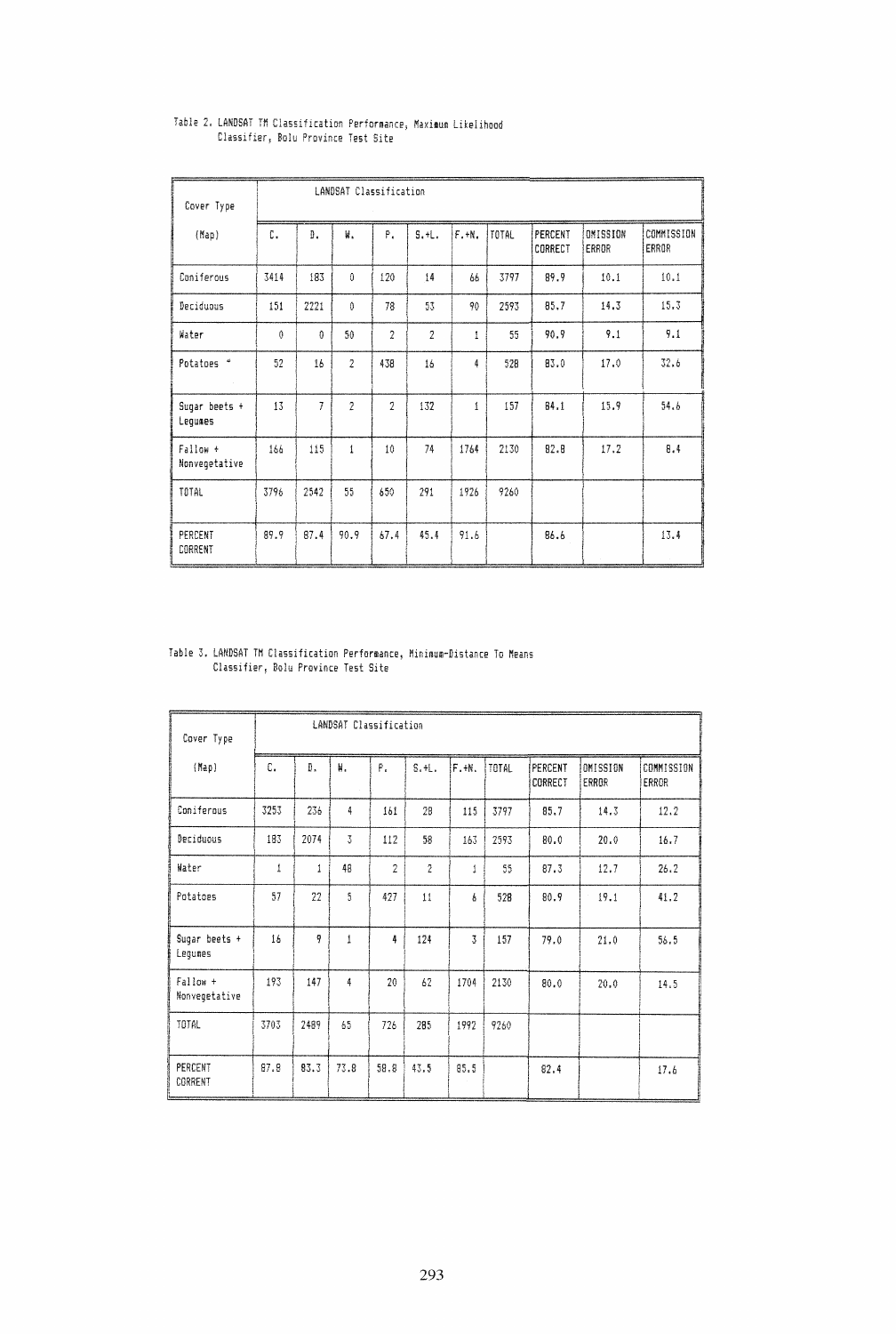Table 2. LANDSAT TM Classification Performance, Maximum Likelihood Classifier, Bolu Province Test Site

| Cover Type (Map) | LANDSAT Classification | | | | | | | | | |
|---|---|---|---|---|---|---|---|---|---|---|
| | C. | D. | W. | P. | S.+L. | F.+N. | TOTAL | PERCENT CORRECT | OMISSION ERROR | COMMISSION ERROR |
| Coniferous | 3414 | 183 | 0 | 120 | 14 | 66 | 3797 | 89.9 | 10.1 | 10.1 |
| Deciduous | 151 | 2221 | 0 | 78 | 53 | 90 | 2593 | 85.7 | 14.3 | 15.3 |
| Water | 0 | 0 | 50 | 2 | 2 | 1 | 55 | 90.9 | 9.1 | 9.1 |
| Potatoes " | 52 | 16 | 2 | 438 | 16 | 4 | 528 | 83.0 | 17.0 | 32.6 |
| Sugar beets + Legumes | 13 | 7 | 2 | 2 | 132 | 1 | 157 | 84.1 | 15.9 | 54.6 |
| Fallow + Nonvegetative | 166 | 115 | 1 | 10 | 74 | 1764 | 2130 | 82.8 | 17.2 | 8.4 |
| TOTAL | 3796 | 2542 | 55 | 650 | 291 | 1926 | 9260 | | | |
| PERCENT CORRENT | 89.9 | 87.4 | 90.9 | 67.4 | 45.4 | 91.6 | | 86.6 | | 13.4 |

Table 3. LANDSAT TM Classification Performance, Minimum-Distance To Means Classifier, Bolu Province Test Site

| Cover Type (Map) | LANDSAT Classification | | | | | | | | | |
|---|---|---|---|---|---|---|---|---|---|---|
| | C. | D. | W. | P. | S.+L. | F.+N. | TOTAL | PERCENT CORRECT | OMISSION ERROR | COMMISSION ERROR |
| Coniferous | 3253 | 236 | 4 | 161 | 28 | 115 | 3797 | 85.7 | 14.3 | 12.2 |
| Deciduous | 183 | 2074 | 3 | 112 | 58 | 163 | 2593 | 80.0 | 20.0 | 16.7 |
| Water | 1 | 1 | 48 | 2 | 2 | 1 | 55 | 87.3 | 12.7 | 26.2 |
| Potatoes | 57 | 22 | 5 | 427 | 11 | 6 | 528 | 80.9 | 19.1 | 41.2 |
| Sugar beets + Legumes | 16 | 9 | 1 | 4 | 124 | 3 | 157 | 79.0 | 21.0 | 56.5 |
| Fallow + Nonvegetative | 193 | 147 | 4 | 20 | 62 | 1704 | 2130 | 80.0 | 20.0 | 14.5 |
| TOTAL | 3703 | 2489 | 65 | 726 | 285 | 1992 | 9260 | | | |
| PERCENT CORRENT | 87.8 | 83.3 | 73.8 | 58.8 | 43.5 | 85.5 | | 82.4 | | 17.6 |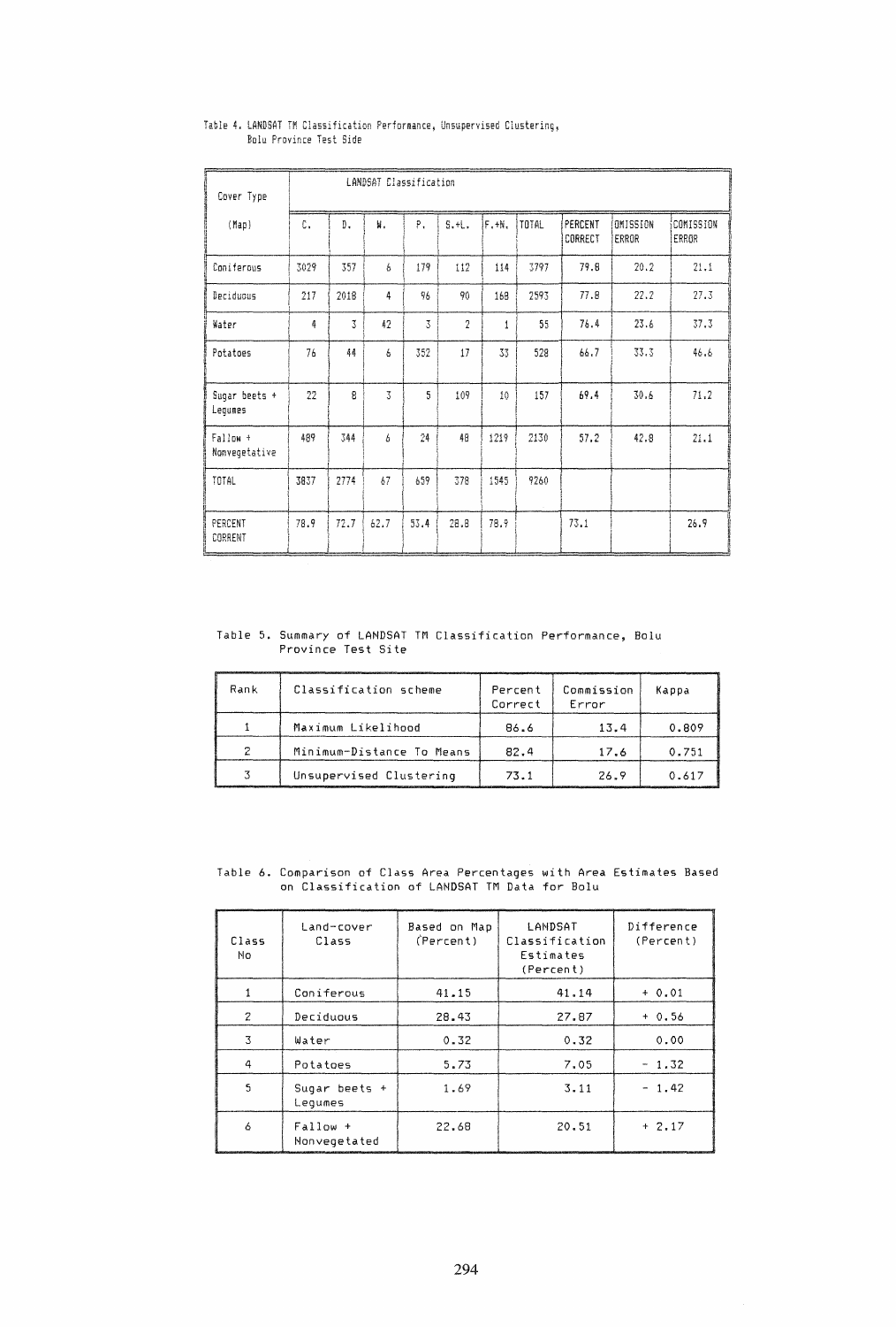Table 4. LANDSAT TM Classification Performance, Unsupervised Clustering, Bolu Province Test Side

| Cover Type (Map) | LANDSAT Classification | | | | | | | | | |
|---|---|---|---|---|---|---|---|---|---|---|
| | C. | D. | W. | P. | S.+L. | F.+N. | TOTAL | PERCENT CORRECT | OMISSION ERROR | COMISSION ERROR |
| Coniferous | 3029 | 357 | 6 | 179 | 112 | 114 | 3797 | 79.8 | 20.2 | 21.1 |
| Deciduous | 217 | 2018 | 4 | 96 | 90 | 168 | 2593 | 77.8 | 22.2 | 27.3 |
| Water | 4 | 3 | 42 | 3 | 2 | 1 | 55 | 76.4 | 23.6 | 37.3 |
| Potatoes | 76 | 44 | 6 | 352 | 17 | 33 | 528 | 66.7 | 33.3 | 46.6 |
| Sugar beets + Legumes | 22 | 8 | 3 | 5 | 109 | 10 | 157 | 69.4 | 30.6 | 71.2 |
| Fallow + Nonvegetative | 489 | 344 | 6 | 24 | 48 | 1219 | 2130 | 57.2 | 42.8 | 21.1 |
| TOTAL | 3837 | 2774 | 67 | 659 | 378 | 1545 | 9260 | | | |
| PERCENT CORRENT | 78.9 | 72.7 | 62.7 | 53.4 | 28.8 | 78.9 | | 73.1 | | 26.9 |

Table 5. Summary of LANDSAT TM Classification Performance, Bolu Province Test Site

| Rank | Classification scheme | Percent Correct | Commission Error | Kappa |
|---|---|---|---|---|
| 1 | Maximum Likelihood | 86.6 | 13.4 | 0.809 |
| 2 | Minimum-Distance To Means | 82.4 | 17.6 | 0.751 |
| 3 | Unsupervised Clustering | 73.1 | 26.9 | 0.617 |

Table 6. Comparison of Class Area Percentages with Area Estimates Based on Classification of LANDSAT TM Data for Bolu

| Class No | Land-cover Class | Based on Map (Percent) | LANDSAT Classification Estimates (Percent) | Difference (Percent) |
|---|---|---|---|---|
| 1 | Coniferous | 41.15 | 41.14 | + 0.01 |
| 2 | Deciduous | 28.43 | 27.87 | + 0.56 |
| 3 | Water | 0.32 | 0.32 | 0.00 |
| 4 | Potatoes | 5.73 | 7.05 | - 1.32 |
| 5 | Sugar beets + Legumes | 1.69 | 3.11 | - 1.42 |
| 6 | Fallow + Nonvegetated | 22.68 | 20.51 | + 2.17 |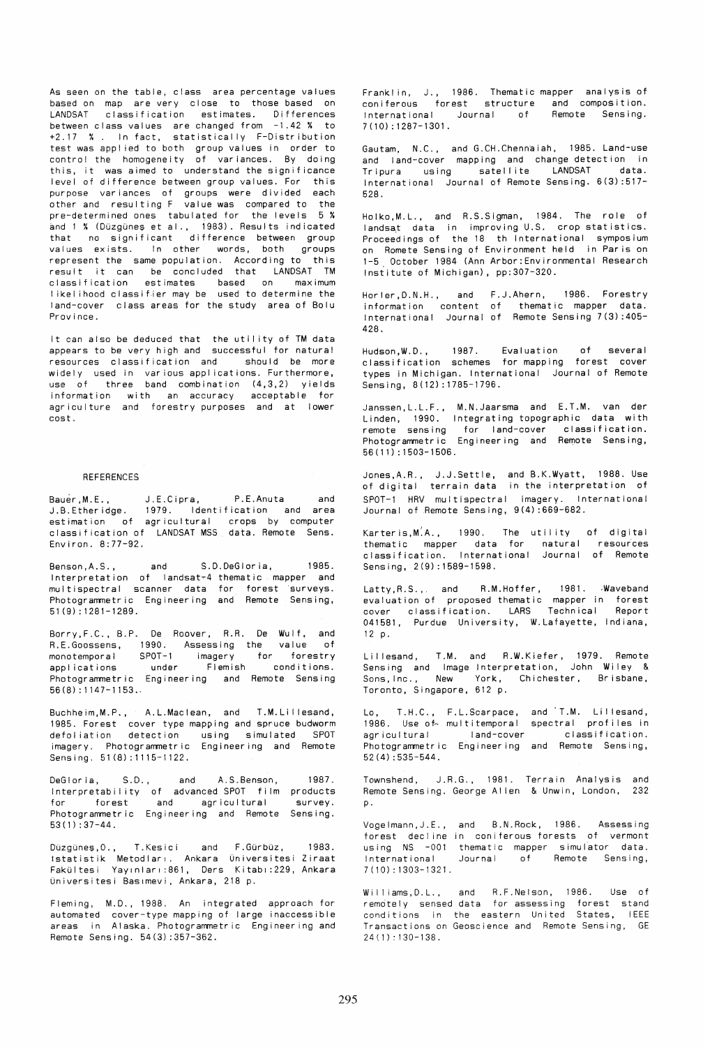As seen on the table, class area percentage values based on map are very close to those based on LANDSAT classification estimates. Differences between class values are changed from -1.42 % to +2.17 %. In fact, statistically F-Distribution test was applied to both group values in order to control the homogeneity of variances. By doing this, it was aimed to understand the significance level of difference between group values. For this purpose variances of groups were divided each other and resulting F value was compared to the pre-determined ones tabulated for the levels 5 % and 1 % (Düzgüneş et al., 1983). Results indicated that no significant difference between group values exists. In other words, both groups represent the same population. According to this result it can be concluded that LANDSAT TM classification estimates based on maximum likelihood classifier may be used to determine the land-cover class areas for the study area of Bolu Province.

It can also be deduced that the utility of TM data appears to be very high and successful for natural resources classification and should be more widely used in various applications. Furthermore, use of three band combination (4,3,2) yields information with an accuracy acceptable for agriculture and forestry purposes and at lower cost.

## REFERENCES

Bauer, M.E., J.E.Cipra, P.E.Anuta and J.B.Etheridge. 1979. Identification and area estimation of agricultural crops by computer classification of LANDSAT MSS data. Remote Sens. Environ. 8:77-92.

Benson, A.S., and S.D.DeGloria, 1985. Interpretation of landsat-4 thematic mapper and multispectral scanner data for forest surveys. Photogrammetric Engineering and Remote Sensing, 51(9):1281-1289.

Borry, F.C., B.P. De Roover, R.R. De Wulf, and R.E.Goossens, 1990. Assessing the value of monotemporal SPOT-1 imagery for forestry applications under Flemish conditions. Photogrammetric Engineering and Remote Sensing 56(8):1147-1153.

Buchheim, M.P., A.L.Maclean, and T.M.Lillesand, 1985. Forest cover type mapping and spruce budworm defoliation detection using simulated SPOT imagery. Photogrammetric Engineering and Remote Sensing. 51(8):1115-1122.

DeGloria, S.D., and A.S.Benson, 1987. Interpretability of advanced SPOT film products for forest and agricultural survey. Photogrammetric Engineering and Remote Sensing. 53(1):37-44.

Düzgüneş, O., T.Kesici and F.Gürbüz, 1983. İstatistik Metodları. Ankara Üniversitesi Ziraat Fakültesi Yayınları:861, Ders Kitabı:229, Ankara Üniversitesi Basımevi, Ankara, 218 p.

Fleming, M.D., 1988. An integrated approach for automated cover-type mapping of large inaccessible areas in Alaska. Photogrammetric Engineering and Remote Sensing. 54(3):357-362.

Franklin, J., 1986. Thematic mapper analysis of coniferous forest structure and composition. International Journal of Remote Sensing. 7(10):1287-1301.

Gautam, N.C., and G.CH.Chennaiah, 1985. Land-use and land-cover mapping and change detection in Tripura using satellite LANDSAT data. International Journal of Remote Sensing. 6(3):517-528.

Holko, M.L., and R.S.Sigman, 1984. The role of landsat data in improving U.S. crop statistics. Proceedings of the 18 th International symposium on Romete Sensing of Environment held in Paris on 1-5 October 1984 (Ann Arbor:Environmental Research Institute of Michigan), pp:307-320.

Horler, D.N.H., and F.J.Ahern, 1986. Forestry information content of thematic mapper data. International Journal of Remote Sensing 7(3):405-428.

Hudson, W.D., 1987. Evaluation of several classification schemes for mapping forest cover types in Michigan. International Journal of Remote Sensing, 8(12):1785-1796.

Janssen, L.L.F., M.N.Jaarsma and E.T.M. van der Linden, 1990. Integrating topographic data with remote sensing for land-cover classification. Photogrammetric Engineering and Remote Sensing, 56(11):1503-1506.

Jones, A.R., J.J.Settle, and B.K.Wyatt, 1988. Use of digital terrain data in the interpretation of SPOT-1 HRV multispectral imagery. International Journal of Remote Sensing, 9(4):669-682.

Karteris, M.A., 1990. The utility of digital thematic mapper data for natural resources classification. International Journal of Remote Sensing, 2(9):1589-1598.

Latty, R.S., and R.M.Hoffer, 1981. Waveband evaluation of proposed thematic mapper in forest cover classification. LARS Technical Report 041581, Purdue University, W.Lafayette, Indiana, 12 p.

Lillesand, T.M. and R.W.Kiefer, 1979. Remote Sensing and Image Interpretation, John Wiley & Sons, Inc., New York, Chichester, Brisbane, Toronto, Singapore, 612 p.

Lo, T.H.C., F.L.Scarpace, and T.M. Lillesand, 1986. Use of multitemporal spectral profiles in agricultural land-cover classification. Photogrammetric Engineering and Remote Sensing, 52(4):535-544.

Townshend, J.R.G., 1981. Terrain Analysis and Remote Sensing. George Allen & Unwin, London, 232 p.

Vogelmann, J.E., and B.N.Rock, 1986. Assessing forest decline in coniferous forests of vermont using NS -001 thematic mapper simulator data. International Journal of Remote Sensing, 7(10):1303-1321.

Williams, D.L., and R.F.Nelson, 1986. Use of remotely sensed data for assessing forest stand conditions in the eastern United States, IEEE Transactions on Geoscience and Remote Sensing, GE 24(1):130-138.